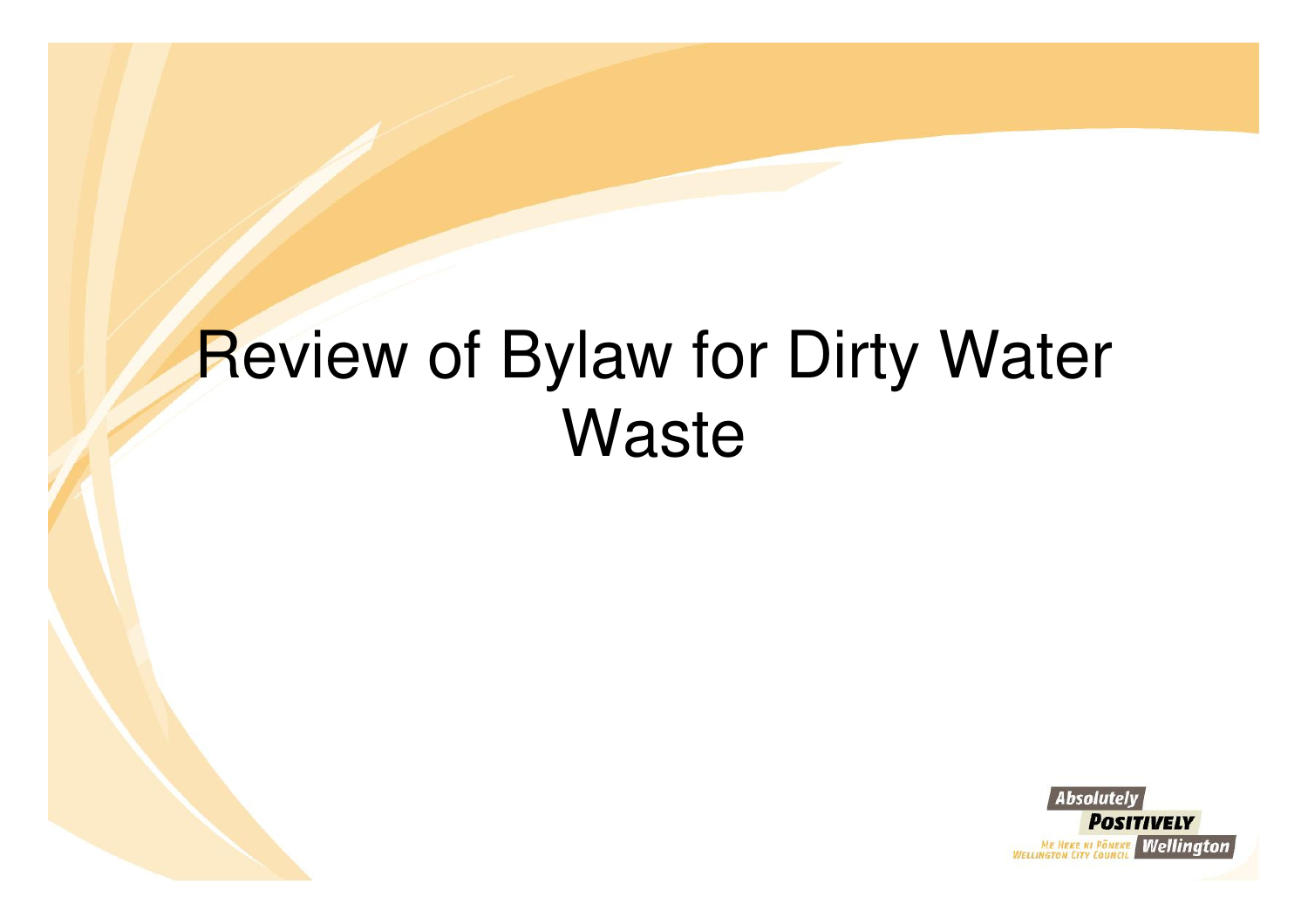# Review of Bylaw for Dirty Water Waste

Absolutely POSITIVELY Wellington

ME HEKE KI PŌNEKE WELLINGTON CITY COUNCIL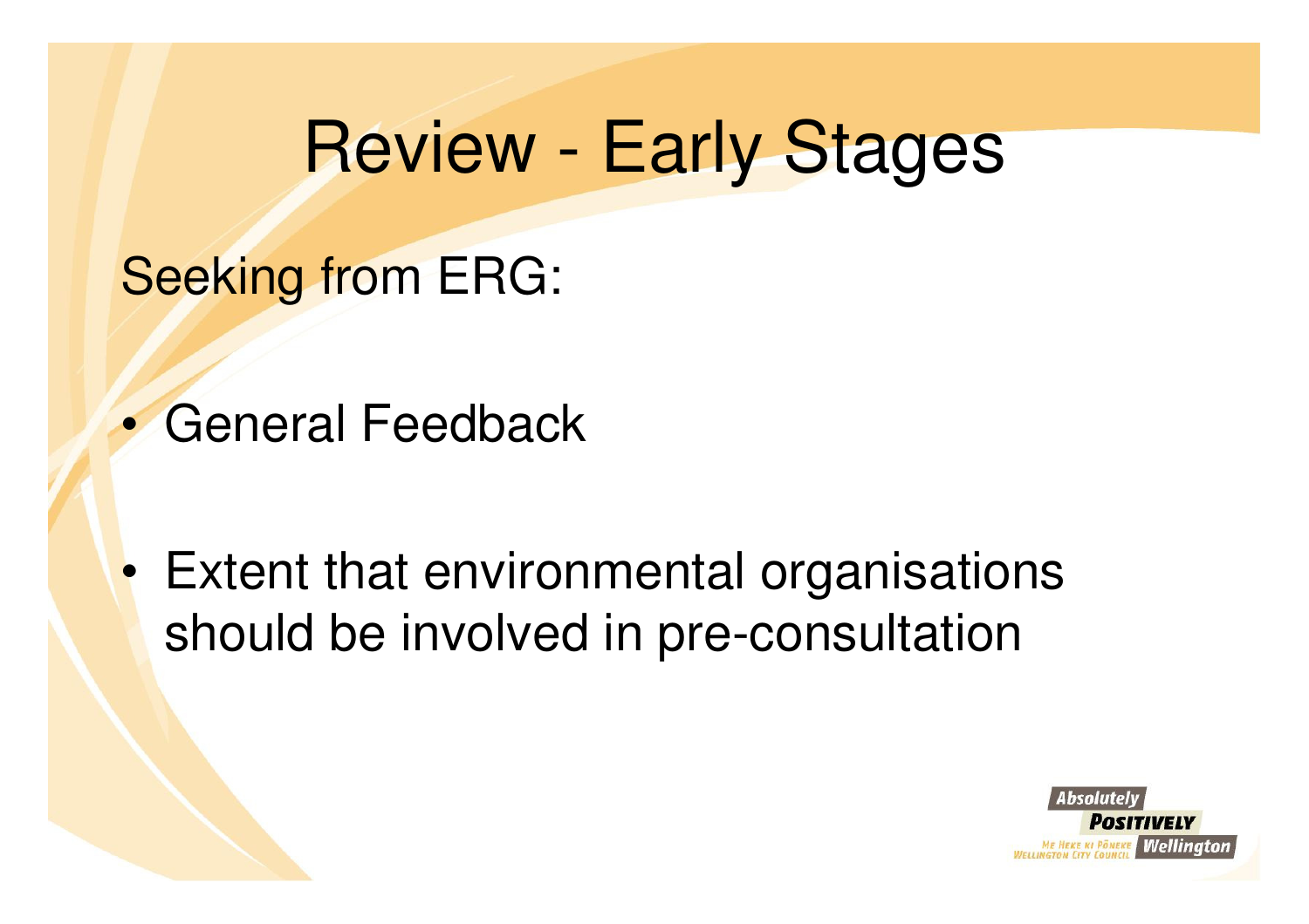# Review - Early Stages

Seeking from ERG:

- General Feedback
- Extent that environmental organisations should be involved in pre-consultation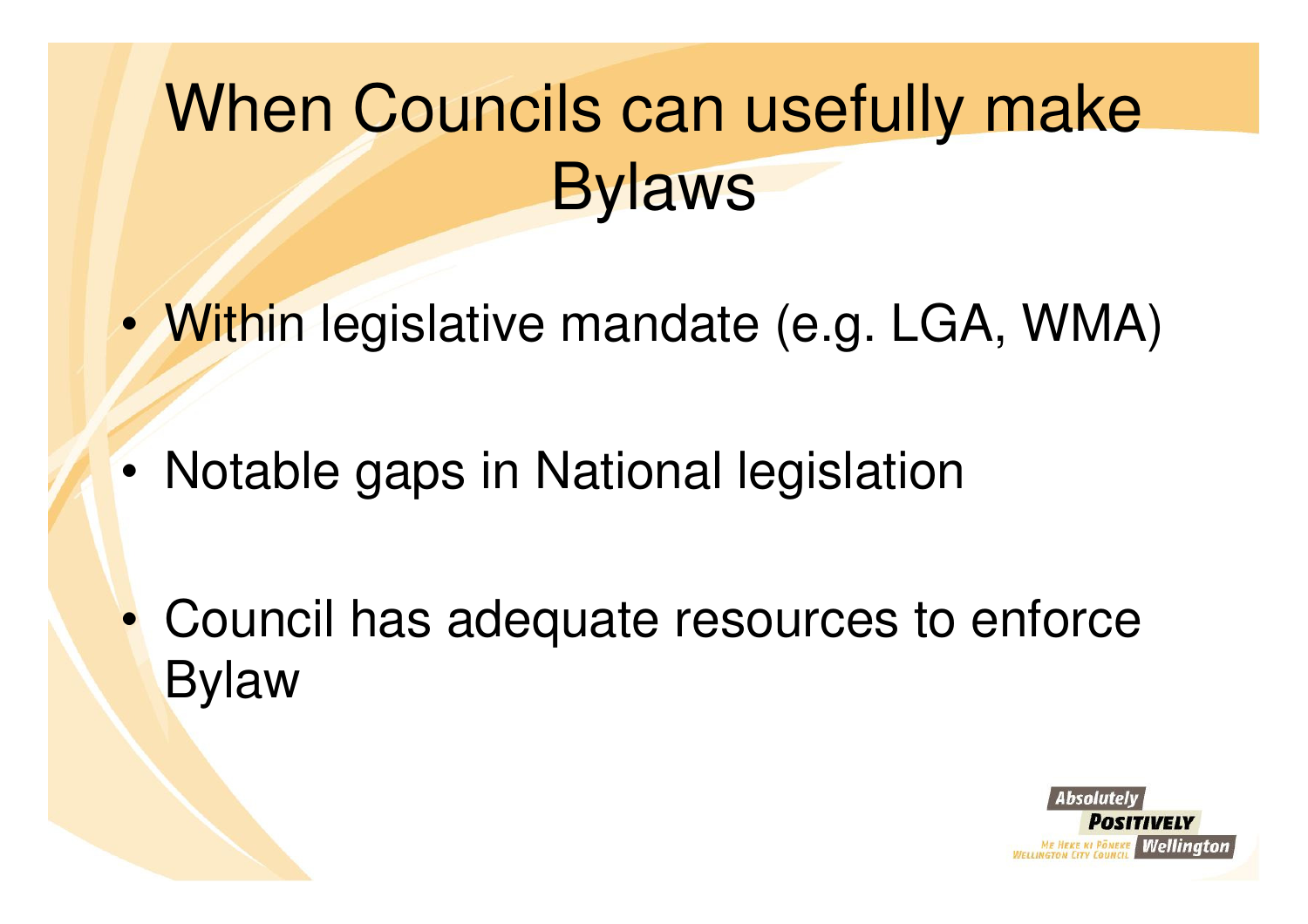# When Councils can usefully make Bylaws

- Within legislative mandate (e.g. LGA, WMA)
- Notable gaps in National legislation
- Council has adequate resources to enforce Bylaw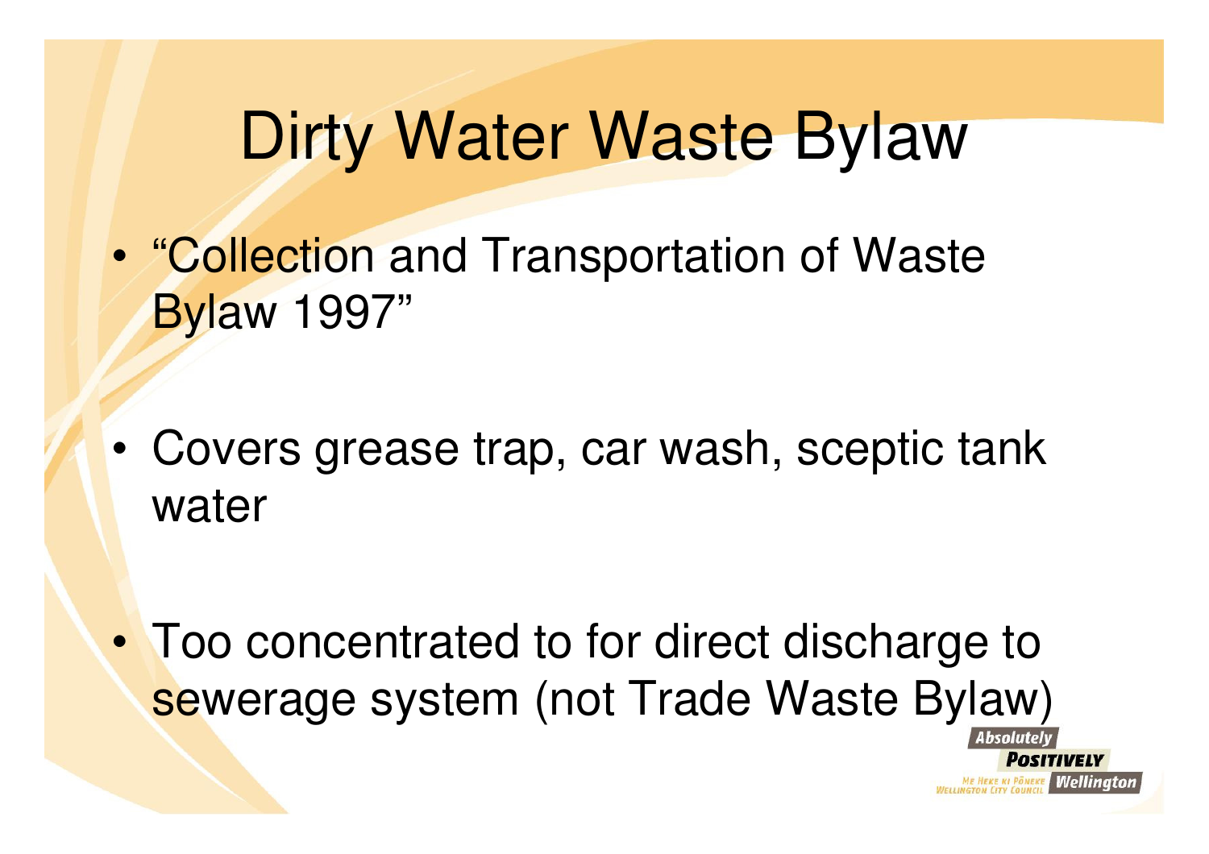# Dirty Water Waste Bylaw

- "Collection and Transportation of Waste Bylaw 1997"
- Covers grease trap, car wash, sceptic tank water
- Too concentrated to for direct discharge to sewerage system (not Trade Waste Bylaw)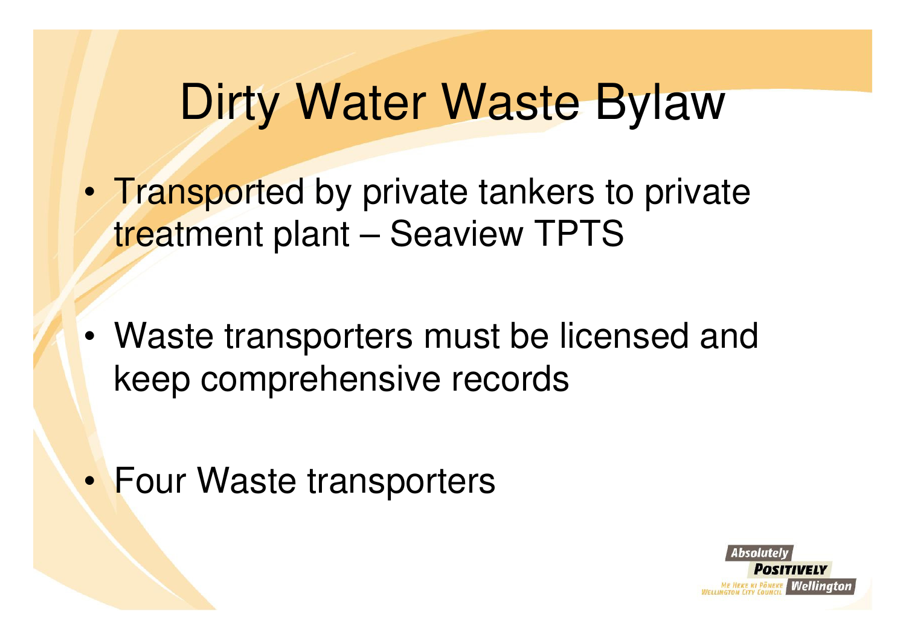# Dirty Water Waste Bylaw

- Transported by private tankers to private treatment plant – Seaview TPTS

- Waste transporters must be licensed and keep comprehensive records

- Four Waste transporters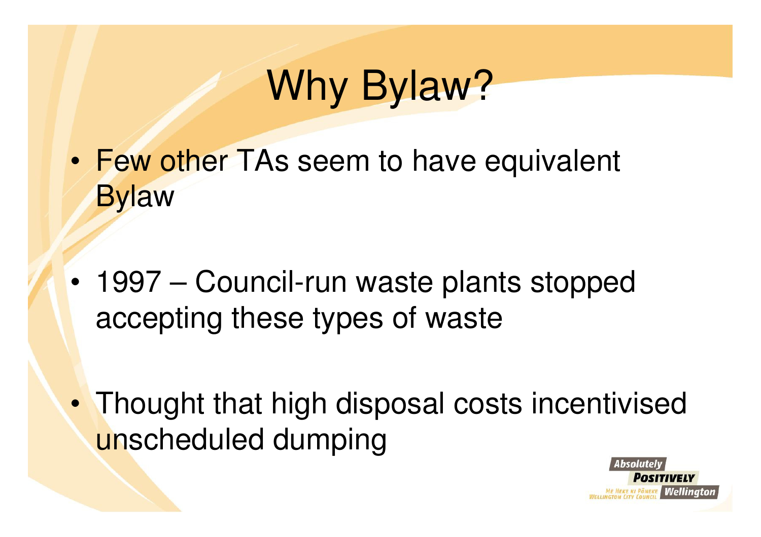# Why Bylaw?

- Few other TAs seem to have equivalent Bylaw
- 1997 – Council-run waste plants stopped accepting these types of waste
- Thought that high disposal costs incentivised unscheduled dumping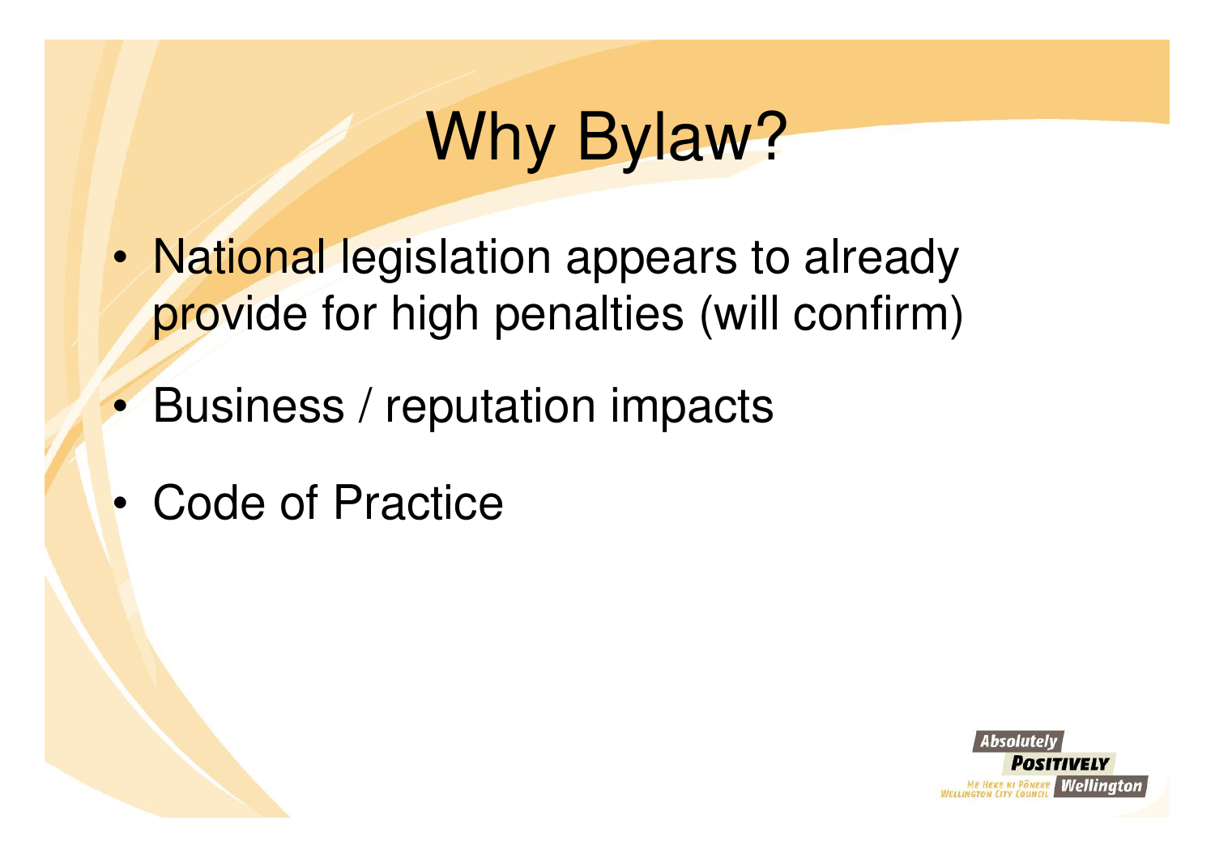# Why Bylaw?

- National legislation appears to already provide for high penalties (will confirm)
- Business / reputation impacts
- Code of Practice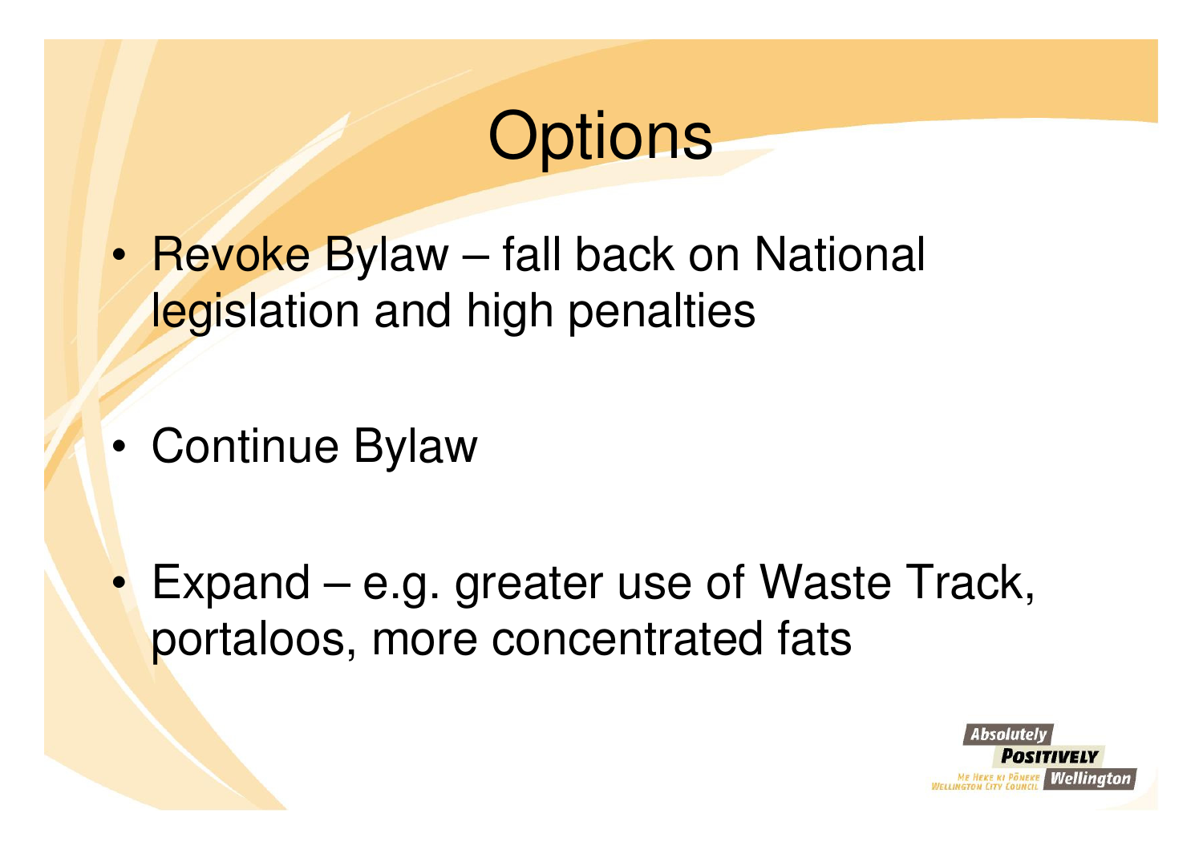# Options

- Revoke Bylaw – fall back on National legislation and high penalties
- Continue Bylaw
- Expand – e.g. greater use of Waste Track, portaloos, more concentrated fats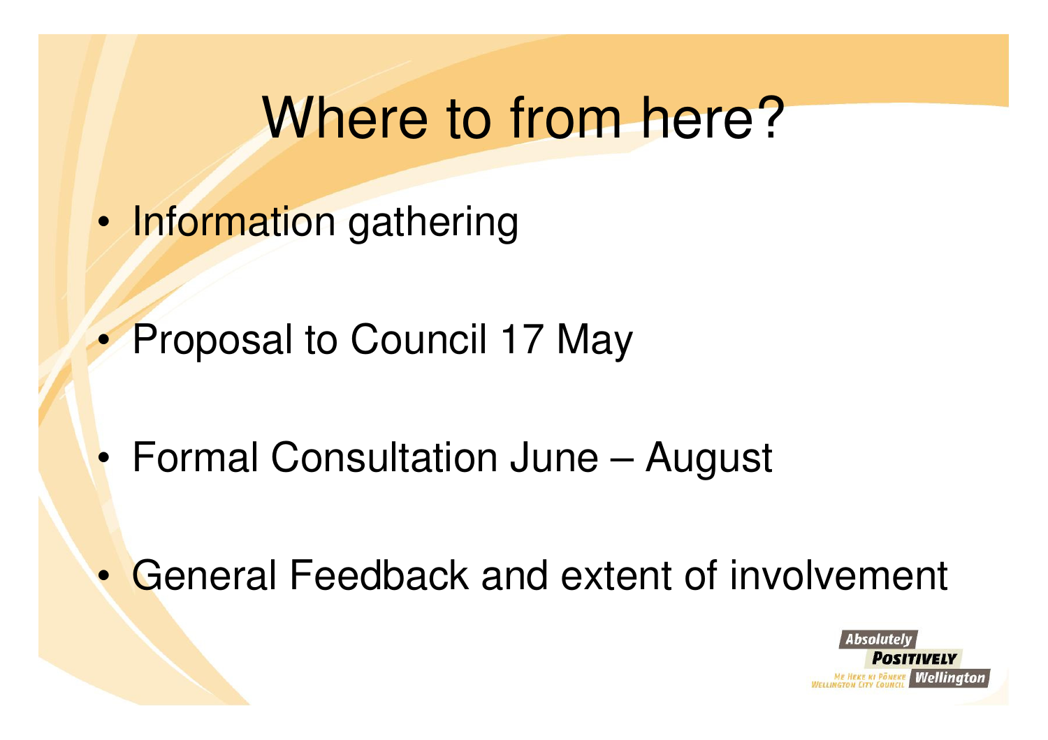# Where to from here?

- Information gathering
- Proposal to Council 17 May
- Formal Consultation June – August
- General Feedback and extent of involvement

Absolutely POSITIVELY Wellington
ME HEKE KI PŌNEKE WELLINGTON CITY COUNCIL